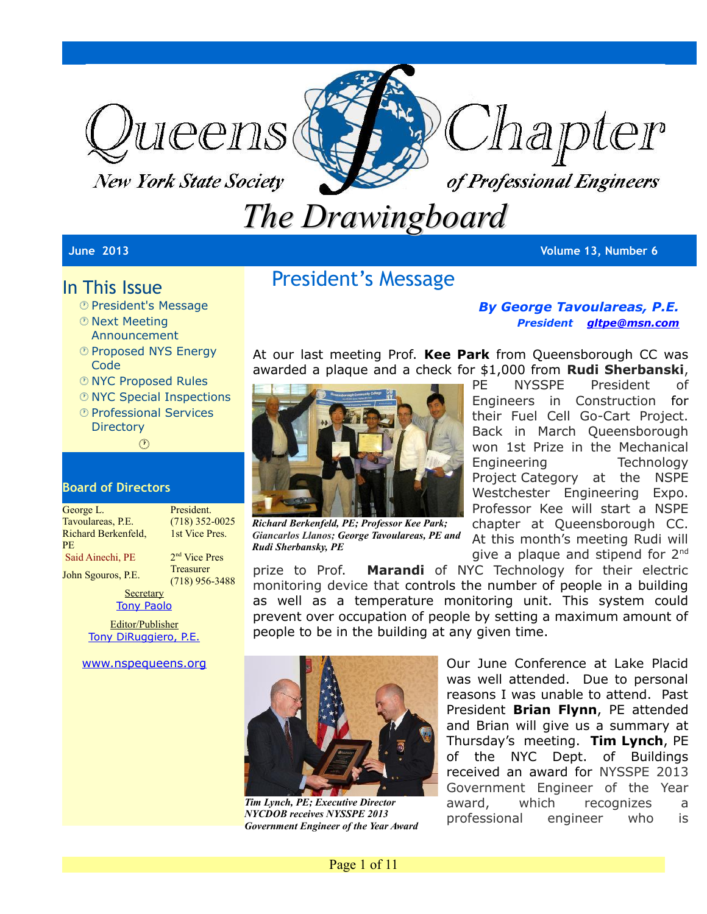# Queens Chapter

New York State Society of Professional Engineers

# The Drawingboard

**June 2013** | **Volume 13, Number 6**

## In This Issue

- President's Message
- Next Meeting Announcement
- Proposed NYS Energy Code
- NYC Proposed Rules
- NYC Special Inspections
- Professional Services Directory

### Board of Directors

| | |
|---|---|
| George L. Tavoulareas, P.E. | President. (718) 352-0025 |
| Richard Berkenfeld, PE | 1st Vice Pres. |
| Said Ainechi, PE | 2nd Vice Pres |
| John Sgouros, P.E. | Treasurer (718) 956-3488 |

Secretary
Tony Paolo

Editor/Publisher
Tony DiRuggiero, P.E.

www.nspequeens.org

## President's Message

***By George Tavoulareas, P.E.***
***President gltpe@msn.com***

At our last meeting Prof. **Kee Park** from Queensborough CC was awarded a plaque and a check for $1,000 from **Rudi Sherbanski**, PE NYSSPE President of Engineers in Construction for their Fuel Cell Go-Cart Project. Back in March Queensborough won 1st Prize in the Mechanical Engineering Technology Project Category at the NSPE Westchester Engineering Expo. Professor Kee will start a NSPE chapter at Queensborough CC. At this month's meeting Rudi will give a plaque and stipend for 2nd prize to Prof. **Marandi** of NYC Technology for their electric monitoring device that controls the number of people in a building as well as a temperature monitoring unit. This system could prevent over occupation of people by setting a maximum amount of people to be in the building at any given time.

*Richard Berkenfeld, PE; Professor Kee Park; Giancarlos Llanos; George Tavoulareas, PE and Rudi Sherbansky, PE*

Our June Conference at Lake Placid was well attended. Due to personal reasons I was unable to attend. Past President **Brian Flynn**, PE attended and Brian will give us a summary at Thursday's meeting. **Tim Lynch**, PE of the NYC Dept. of Buildings received an award for NYSSPE 2013 Government Engineer of the Year award, which recognizes a professional engineer who is

*Tim Lynch, PE; Executive Director NYCDOB receives NYSSPE 2013 Government Engineer of the Year Award*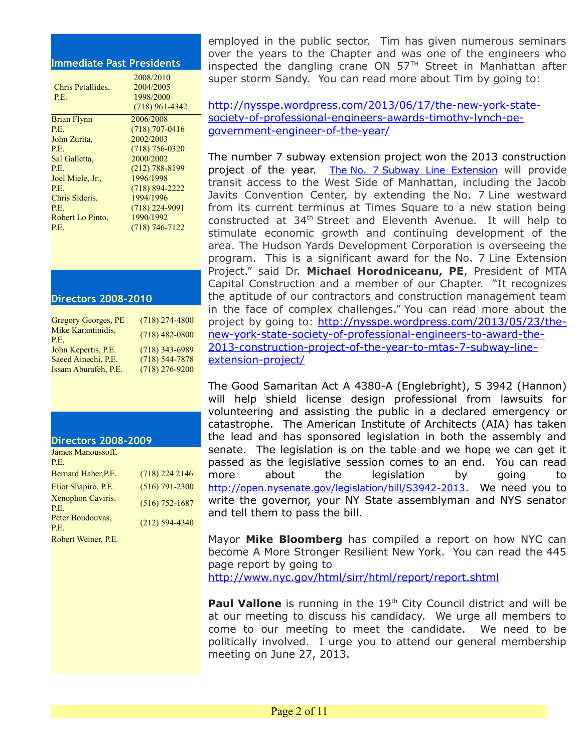## Immediate Past Presidents

| | |
|---|---|
| Chris Petallides, P.E. | 2008/2010<br>2004/2005<br>1998/2000<br>(718) 961-4342 |
| Brian Flynn P.E. | 2006/2008<br>(718) 707-0416 |
| John Zurita, P.E. | 2002/2003<br>(718) 756-0320 |
| Sal Galletta, P.E. | 2000/2002<br>(212) 788-8199 |
| Joel Miele, Jr., P.E. | 1996/1998<br>(718) 894-2222 |
| Chris Sideris, P.E. | 1994/1996<br>(718) 224-9091 |
| Robert Lo Pinto, P.E. | 1990/1992<br>(718) 746-7122 |

## Directors 2008-2010

| | |
|---|---|
| Gregory Georges, PE | (718) 274-4800 |
| Mike Karantinidis, P.E, | (718) 482-0800 |
| John Kepertis, P.E. | (718) 343-6989 |
| Saeed Ainechi, P.E. | (718) 544-7878 |
| Issam Aburafeh, P.E. | (718) 276-9200 |

## Directors 2008-2009

| | |
|---|---|
| James Manoussoff, P.E. | |
| Bernard Haber,P.E. | (718) 224 2146 |
| Eliot Shapiro, P.E. | (516) 791-2300 |
| Xenophon Caviris, P.E. | (516) 752-1687 |
| Peter Boudouvas, P.E. | (212) 594-4340 |
| Robert Weiner, P.E. | |

employed in the public sector. Tim has given numerous seminars over the years to the Chapter and was one of the engineers who inspected the dangling crane ON 57TH Street in Manhattan after super storm Sandy. You can read more about Tim by going to:

http://nysspe.wordpress.com/2013/06/17/the-new-york-state-society-of-professional-engineers-awards-timothy-lynch-pe-government-engineer-of-the-year/

The number 7 subway extension project won the 2013 construction project of the year. The No. 7 Subway Line Extension will provide transit access to the West Side of Manhattan, including the Jacob Javits Convention Center, by extending the No. 7 Line westward from its current terminus at Times Square to a new station being constructed at 34th Street and Eleventh Avenue. It will help to stimulate economic growth and continuing development of the area. The Hudson Yards Development Corporation is overseeing the program. This is a significant award for the No. 7 Line Extension Project." said Dr. **Michael Horodniceanu, PE**, President of MTA Capital Construction and a member of our Chapter. "It recognizes the aptitude of our contractors and construction management team in the face of complex challenges." You can read more about the project by going to: http://nysspe.wordpress.com/2013/05/23/the-new-york-state-society-of-professional-engineers-to-award-the-2013-construction-project-of-the-year-to-mtas-7-subway-line-extension-project/

The Good Samaritan Act A 4380-A (Englebright), S 3942 (Hannon) will help shield license design professional from lawsuits for volunteering and assisting the public in a declared emergency or catastrophe. The American Institute of Architects (AIA) has taken the lead and has sponsored legislation in both the assembly and senate. The legislation is on the table and we hope we can get it passed as the legislative session comes to an end. You can read more about the legislation by going to http://open.nysenate.gov/legislation/bill/S3942-2013. We need you to write the governor, your NY State assemblyman and NYS senator and tell them to pass the bill.

Mayor **Mike Bloomberg** has compiled a report on how NYC can become A More Stronger Resilient New York. You can read the 445 page report by going to http://www.nyc.gov/html/sirr/html/report/report.shtml

**Paul Vallone** is running in the 19th City Council district and will be at our meeting to discuss his candidacy. We urge all members to come to our meeting to meet the candidate. We need to be politically involved. I urge you to attend our general membership meeting on June 27, 2013.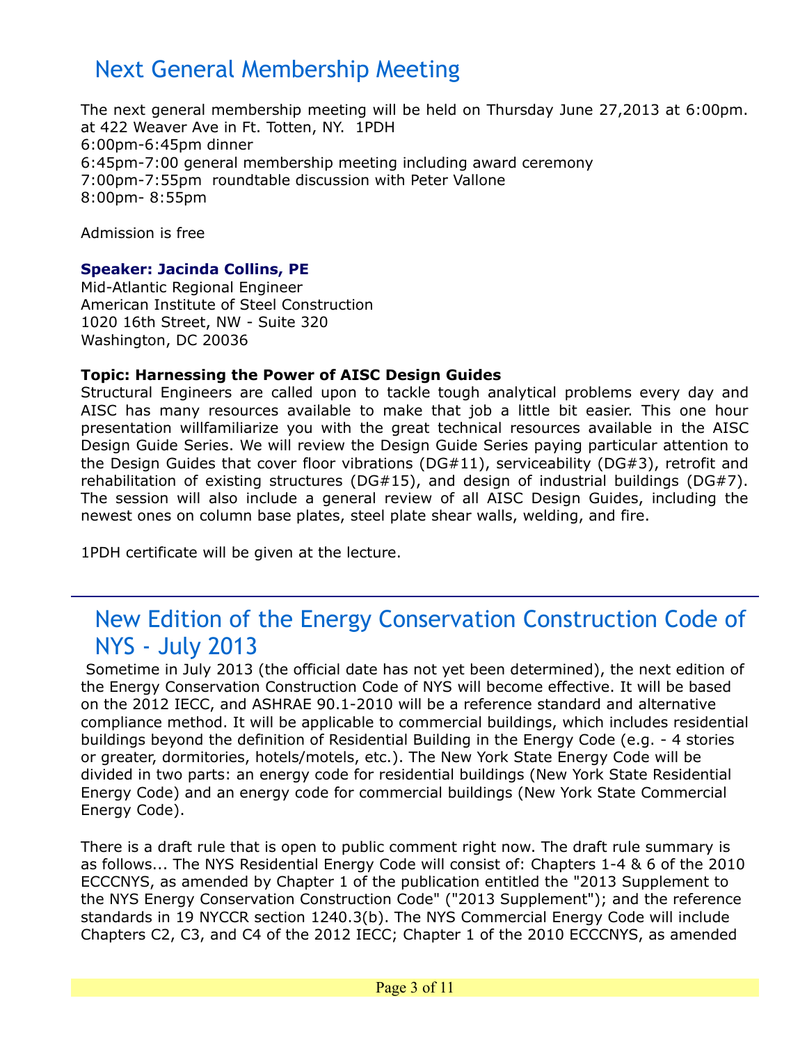## Next General Membership Meeting

The next general membership meeting will be held on Thursday June 27,2013 at 6:00pm. at 422 Weaver Ave in Ft. Totten, NY. 1PDH
6:00pm-6:45pm dinner
6:45pm-7:00 general membership meeting including award ceremony
7:00pm-7:55pm roundtable discussion with Peter Vallone
8:00pm- 8:55pm

Admission is free

**Speaker: Jacinda Collins, PE**
Mid-Atlantic Regional Engineer
American Institute of Steel Construction
1020 16th Street, NW - Suite 320
Washington, DC 20036

**Topic: Harnessing the Power of AISC Design Guides**
Structural Engineers are called upon to tackle tough analytical problems every day and AISC has many resources available to make that job a little bit easier. This one hour presentation willfamiliarize you with the great technical resources available in the AISC Design Guide Series. We will review the Design Guide Series paying particular attention to the Design Guides that cover floor vibrations (DG#11), serviceability (DG#3), retrofit and rehabilitation of existing structures (DG#15), and design of industrial buildings (DG#7). The session will also include a general review of all AISC Design Guides, including the newest ones on column base plates, steel plate shear walls, welding, and fire.

1PDH certificate will be given at the lecture.

---

## New Edition of the Energy Conservation Construction Code of NYS - July 2013

Sometime in July 2013 (the official date has not yet been determined), the next edition of the Energy Conservation Construction Code of NYS will become effective. It will be based on the 2012 IECC, and ASHRAE 90.1-2010 will be a reference standard and alternative compliance method. It will be applicable to commercial buildings, which includes residential buildings beyond the definition of Residential Building in the Energy Code (e.g. - 4 stories or greater, dormitories, hotels/motels, etc.). The New York State Energy Code will be divided in two parts: an energy code for residential buildings (New York State Residential Energy Code) and an energy code for commercial buildings (New York State Commercial Energy Code).

There is a draft rule that is open to public comment right now. The draft rule summary is as follows... The NYS Residential Energy Code will consist of: Chapters 1-4 & 6 of the 2010 ECCCNYS, as amended by Chapter 1 of the publication entitled the "2013 Supplement to the NYS Energy Conservation Construction Code" ("2013 Supplement"); and the reference standards in 19 NYCRR section 1240.3(b). The NYS Commercial Energy Code will include Chapters C2, C3, and C4 of the 2012 IECC; Chapter 1 of the 2010 ECCCNYS, as amended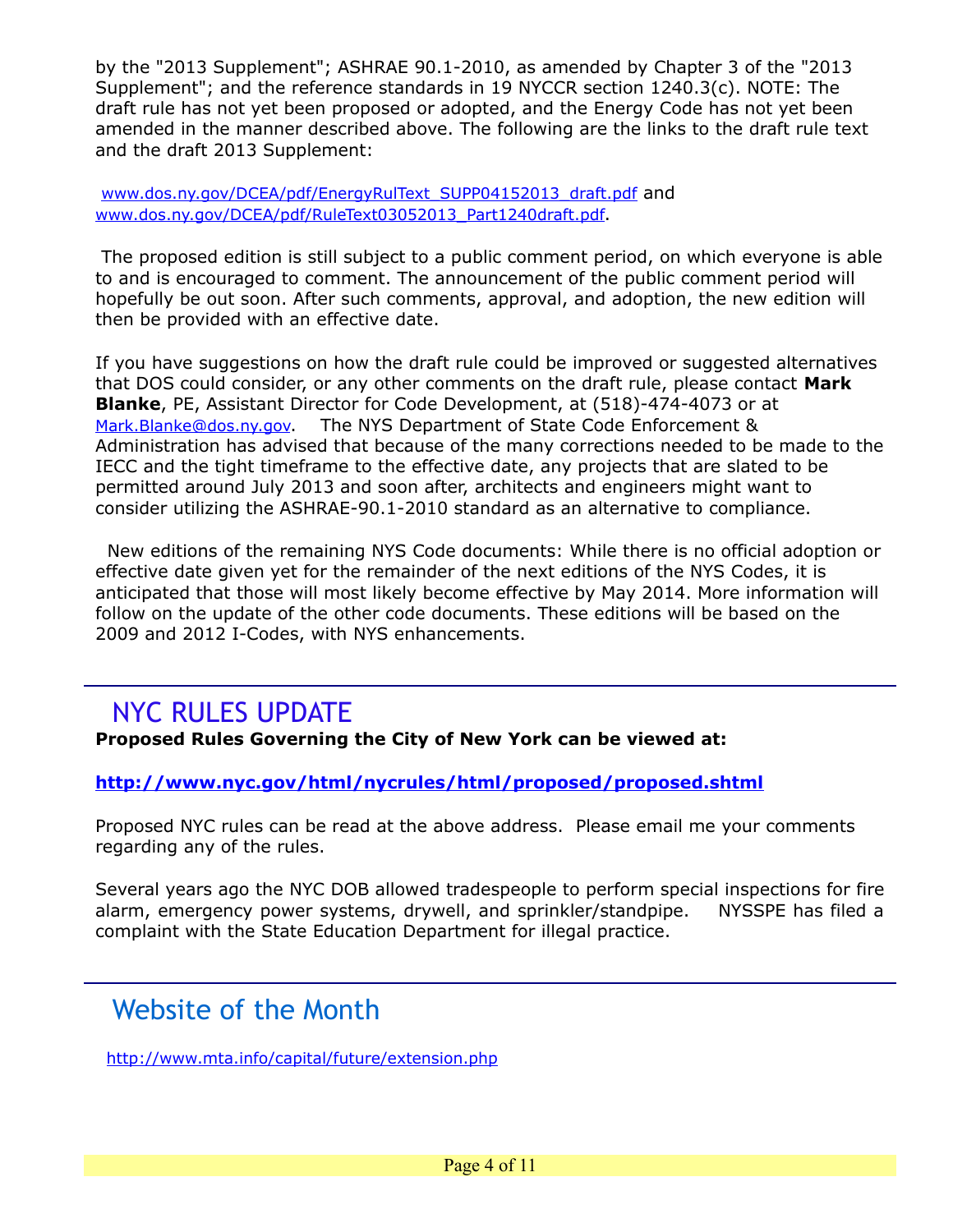by the "2013 Supplement"; ASHRAE 90.1-2010, as amended by Chapter 3 of the "2013 Supplement"; and the reference standards in 19 NYCCR section 1240.3(c). NOTE: The draft rule has not yet been proposed or adopted, and the Energy Code has not yet been amended in the manner described above. The following are the links to the draft rule text and the draft 2013 Supplement:

www.dos.ny.gov/DCEA/pdf/EnergyRulText_SUPP04152013_draft.pdf and www.dos.ny.gov/DCEA/pdf/RuleText03052013_Part1240draft.pdf.

The proposed edition is still subject to a public comment period, on which everyone is able to and is encouraged to comment. The announcement of the public comment period will hopefully be out soon. After such comments, approval, and adoption, the new edition will then be provided with an effective date.

If you have suggestions on how the draft rule could be improved or suggested alternatives that DOS could consider, or any other comments on the draft rule, please contact **Mark Blanke**, PE, Assistant Director for Code Development, at (518)-474-4073 or at Mark.Blanke@dos.ny.gov. The NYS Department of State Code Enforcement & Administration has advised that because of the many corrections needed to be made to the IECC and the tight timeframe to the effective date, any projects that are slated to be permitted around July 2013 and soon after, architects and engineers might want to consider utilizing the ASHRAE-90.1-2010 standard as an alternative to compliance.

New editions of the remaining NYS Code documents: While there is no official adoption or effective date given yet for the remainder of the next editions of the NYS Codes, it is anticipated that those will most likely become effective by May 2014. More information will follow on the update of the other code documents. These editions will be based on the 2009 and 2012 I-Codes, with NYS enhancements.

## NYC RULES UPDATE

**Proposed Rules Governing the City of New York can be viewed at:**

**http://www.nyc.gov/html/nycrules/html/proposed/proposed.shtml**

Proposed NYC rules can be read at the above address. Please email me your comments regarding any of the rules.

Several years ago the NYC DOB allowed tradespeople to perform special inspections for fire alarm, emergency power systems, drywell, and sprinkler/standpipe. NYSSPE has filed a complaint with the State Education Department for illegal practice.

## Website of the Month

http://www.mta.info/capital/future/extension.php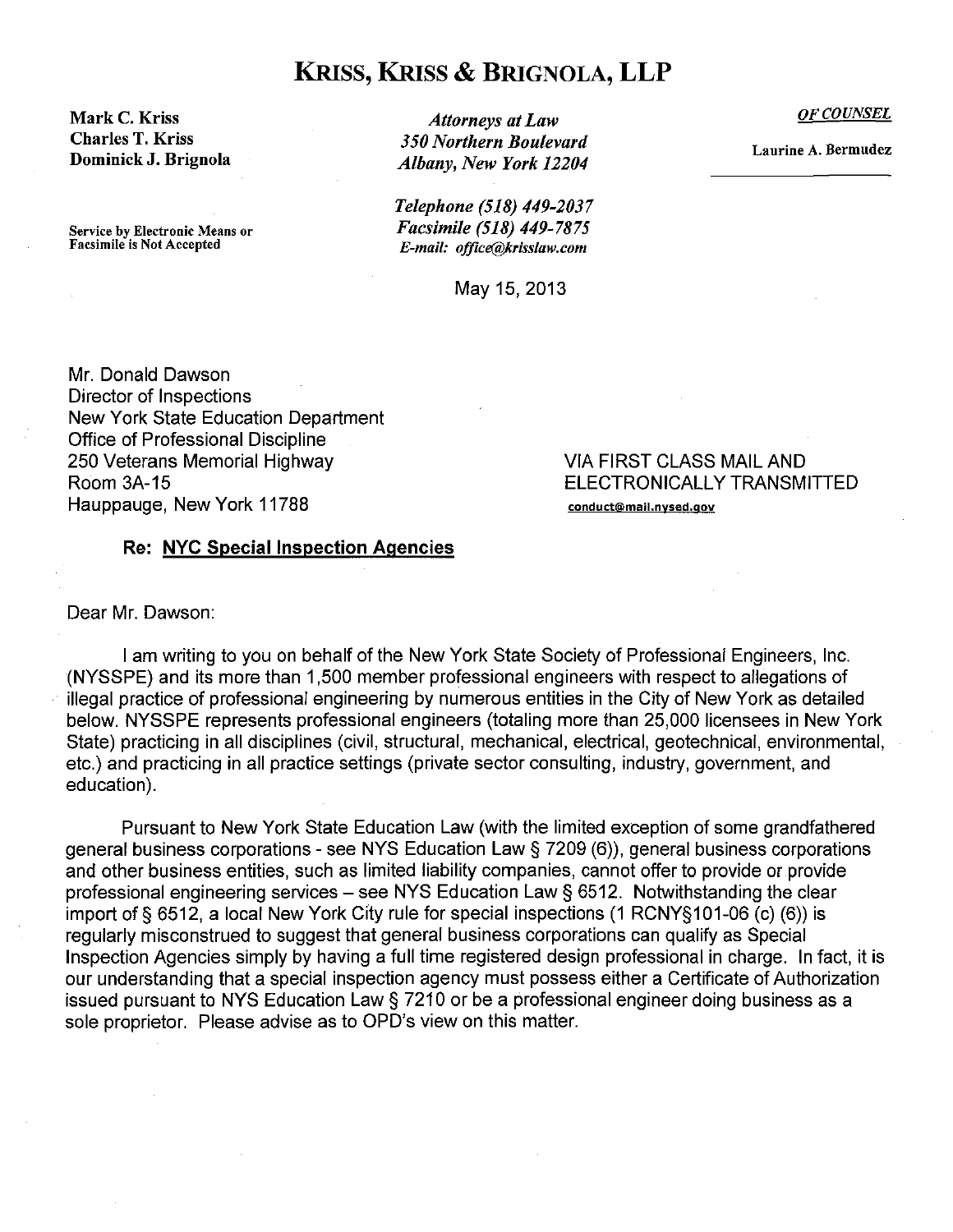# KRISS, KRISS & BRIGNOLA, LLP

**Mark C. Kriss**
**Charles T. Kriss**
**Dominick J. Brignola**

*Attorneys at Law*
*350 Northern Boulevard*
*Albany, New York 12204*

***OF COUNSEL***

**Laurine A. Bermudez**

**Service by Electronic Means or Facsimile is Not Accepted**

*Telephone (518) 449-2037*
*Facsimile (518) 449-7875*
*E-mail: office@krisslaw.com*

May 15, 2013

Mr. Donald Dawson
Director of Inspections
New York State Education Department
Office of Professional Discipline
250 Veterans Memorial Highway
Room 3A-15
Hauppauge, New York 11788

VIA FIRST CLASS MAIL AND
ELECTRONICALLY TRANSMITTED
conduct@mail.nysed.gov

**Re: NYC Special Inspection Agencies**

Dear Mr. Dawson:

I am writing to you on behalf of the New York State Society of Professional Engineers, Inc. (NYSSPE) and its more than 1,500 member professional engineers with respect to allegations of illegal practice of professional engineering by numerous entities in the City of New York as detailed below. NYSSPE represents professional engineers (totaling more than 25,000 licensees in New York State) practicing in all disciplines (civil, structural, mechanical, electrical, geotechnical, environmental, etc.) and practicing in all practice settings (private sector consulting, industry, government, and education).

Pursuant to New York State Education Law (with the limited exception of some grandfathered general business corporations - see NYS Education Law § 7209 (6)), general business corporations and other business entities, such as limited liability companies, cannot offer to provide or provide professional engineering services – see NYS Education Law § 6512. Notwithstanding the clear import of § 6512, a local New York City rule for special inspections (1 RCNY§101-06 (c) (6)) is regularly misconstrued to suggest that general business corporations can qualify as Special Inspection Agencies simply by having a full time registered design professional in charge. In fact, it is our understanding that a special inspection agency must possess either a Certificate of Authorization issued pursuant to NYS Education Law § 7210 or be a professional engineer doing business as a sole proprietor. Please advise as to OPD's view on this matter.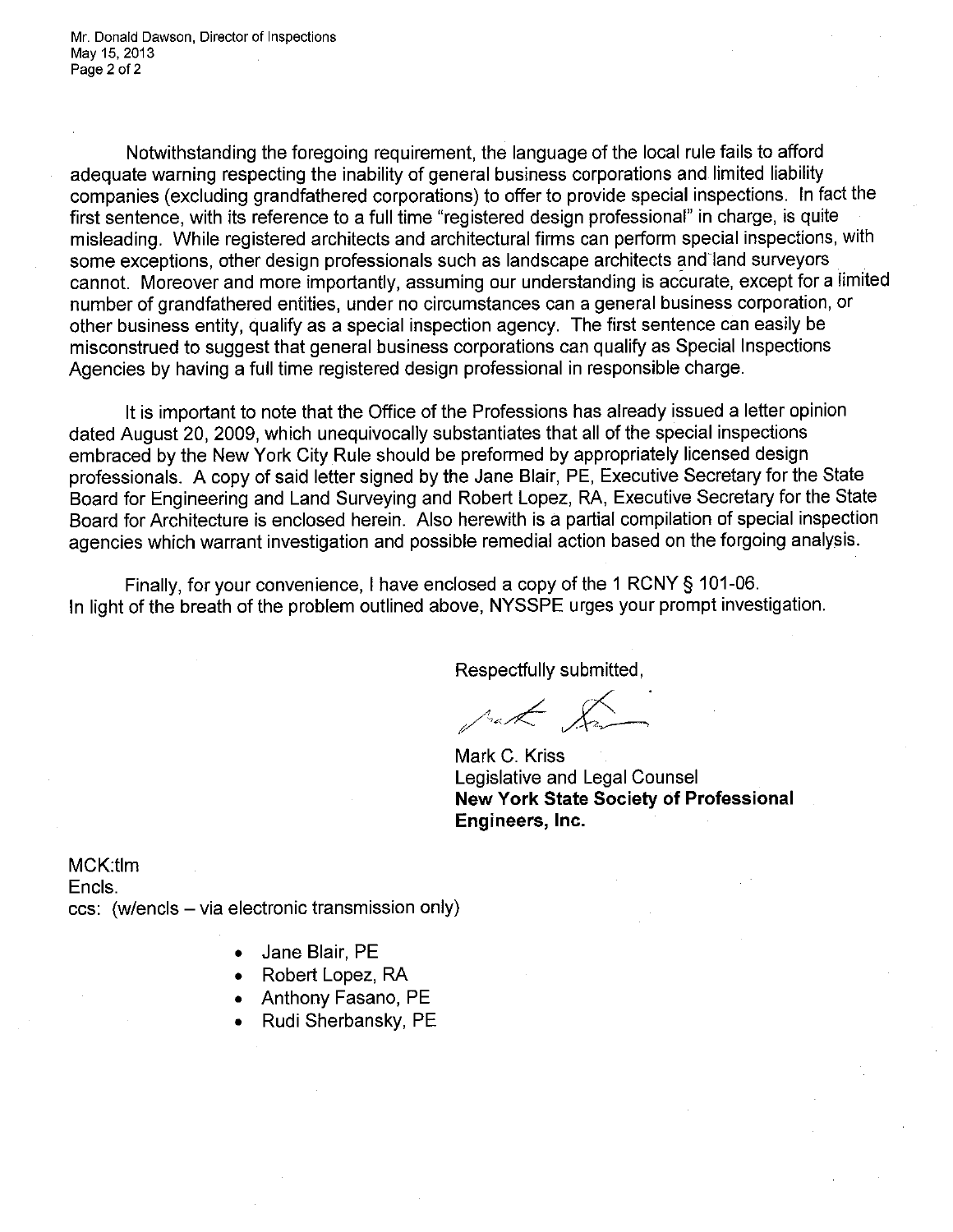Notwithstanding the foregoing requirement, the language of the local rule fails to afford adequate warning respecting the inability of general business corporations and limited liability companies (excluding grandfathered corporations) to offer to provide special inspections. In fact the first sentence, with its reference to a full time "registered design professional" in charge, is quite misleading. While registered architects and architectural firms can perform special inspections, with some exceptions, other design professionals such as landscape architects and land surveyors cannot. Moreover and more importantly, assuming our understanding is accurate, except for a limited number of grandfathered entities, under no circumstances can a general business corporation, or other business entity, qualify as a special inspection agency. The first sentence can easily be misconstrued to suggest that general business corporations can qualify as Special Inspections Agencies by having a full time registered design professional in responsible charge.

It is important to note that the Office of the Professions has already issued a letter opinion dated August 20, 2009, which unequivocally substantiates that all of the special inspections embraced by the New York City Rule should be preformed by appropriately licensed design professionals. A copy of said letter signed by the Jane Blair, PE, Executive Secretary for the State Board for Engineering and Land Surveying and Robert Lopez, RA, Executive Secretary for the State Board for Architecture is enclosed herein. Also herewith is a partial compilation of special inspection agencies which warrant investigation and possible remedial action based on the forgoing analysis.

Finally, for your convenience, I have enclosed a copy of the 1 RCNY § 101-06. In light of the breath of the problem outlined above, NYSSPE urges your prompt investigation.

Respectfully submitted,

Mark C. Kriss
Legislative and Legal Counsel
**New York State Society of Professional Engineers, Inc.**

MCK:tlm
Encls.
ccs: (w/encls – via electronic transmission only)

- Jane Blair, PE
- Robert Lopez, RA
- Anthony Fasano, PE
- Rudi Sherbansky, PE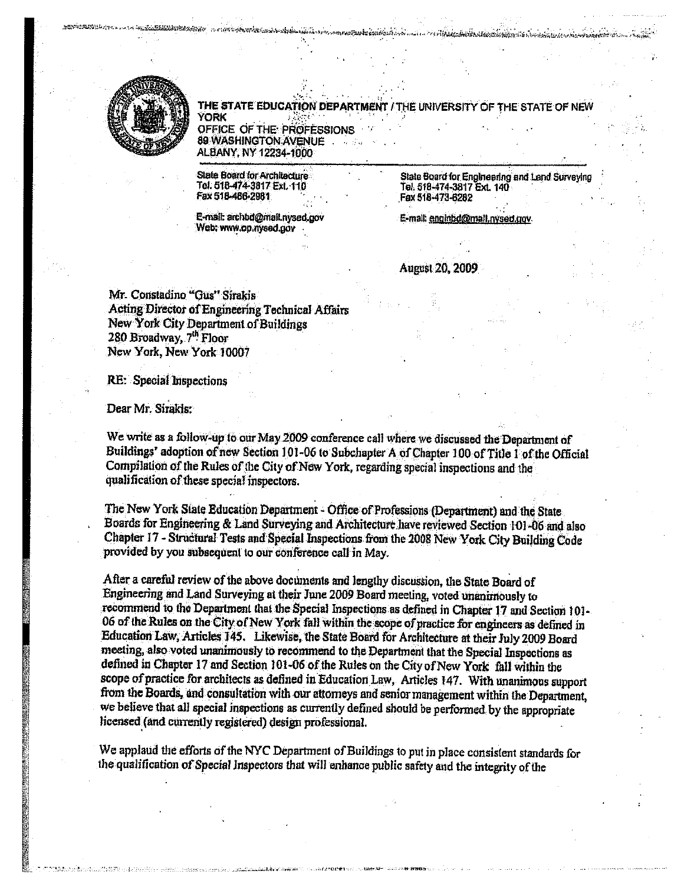**THE STATE EDUCATION DEPARTMENT / THE UNIVERSITY OF THE STATE OF NEW YORK**
OFFICE OF THE PROFESSIONS
89 WASHINGTON AVENUE
ALBANY, NY 12234-1000

State Board for Architecture
Tel. 518-474-3817 Ext. 110
Fax 518-486-2981

E-mail: archbd@mail.nysed.gov
Web: www.op.nysed.gov

State Board for Engineering and Land Surveying
Tel. 518-474-3817 Ext. 140
Fax 518-473-6282

E-mail: enginbd@mail.nysed.gov

August 20, 2009

Mr. Constadino "Gus" Sirakis
Acting Director of Engineering Technical Affairs
New York City Department of Buildings
280 Broadway, 7th Floor
New York, New York 10007

RE: Special Inspections

Dear Mr. Sirakis:

We write as a follow-up to our May 2009 conference call where we discussed the Department of Buildings' adoption of new Section 101-06 to Subchapter A of Chapter 100 of Title 1 of the Official Compilation of the Rules of the City of New York, regarding special inspections and the qualification of these special inspectors.

The New York State Education Department - Office of Professions (Department) and the State Boards for Engineering & Land Surveying and Architecture have reviewed Section 101-06 and also Chapter 17 - Structural Tests and Special Inspections from the 2008 New York City Building Code provided by you subsequent to our conference call in May.

After a careful review of the above documents and lengthy discussion, the State Board of Engineering and Land Surveying at their June 2009 Board meeting, voted unanimously to recommend to the Department that the Special Inspections as defined in Chapter 17 and Section 101-06 of the Rules on the City of New York fall within the scope of practice for engineers as defined in Education Law, Articles 145. Likewise, the State Board for Architecture at their July 2009 Board meeting, also voted unanimously to recommend to the Department that the Special Inspections as defined in Chapter 17 and Section 101-06 of the Rules on the City of New York fall within the scope of practice for architects as defined in Education Law, Articles 147. With unanimous support from the Boards, and consultation with our attorneys and senior management within the Department, we believe that all special inspections as currently defined should be performed by the appropriate licensed (and currently registered) design professional.

We applaud the efforts of the NYC Department of Buildings to put in place consistent standards for the qualification of Special Inspectors that will enhance public safety and the integrity of the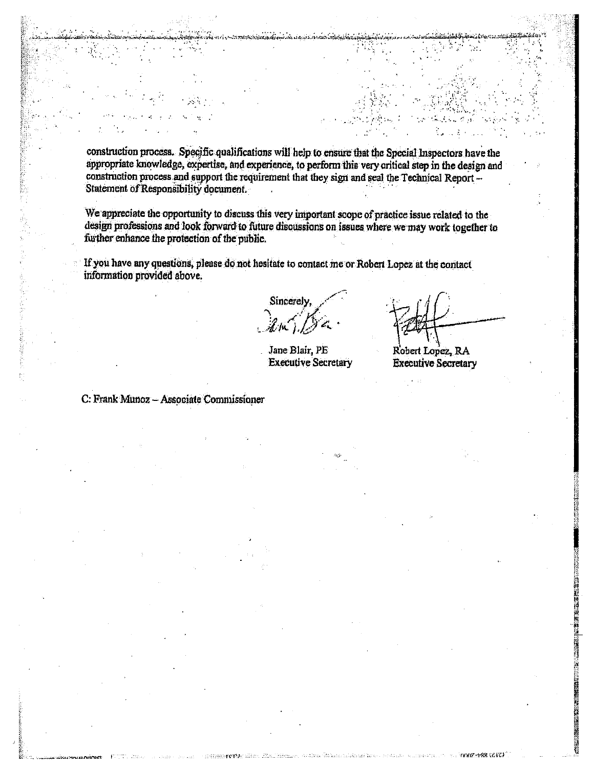construction process. Specific qualifications will help to ensure that the Special Inspectors have the appropriate knowledge, expertise, and experience, to perform this very critical step in the design and construction process and support the requirement that they sign and seal the Technical Report – Statement of Responsibility document.

We appreciate the opportunity to discuss this very important scope of practice issue related to the design professions and look forward to future discussions on issues where we may work together to further enhance the protection of the public.

If you have any questions, please do not hesitate to contact me or Robert Lopez at the contact information provided above.

Sincerely,

Jane Blair, PE
Executive Secretary

Robert Lopez, RA
Executive Secretary

C: Frank Munoz – Associate Commissioner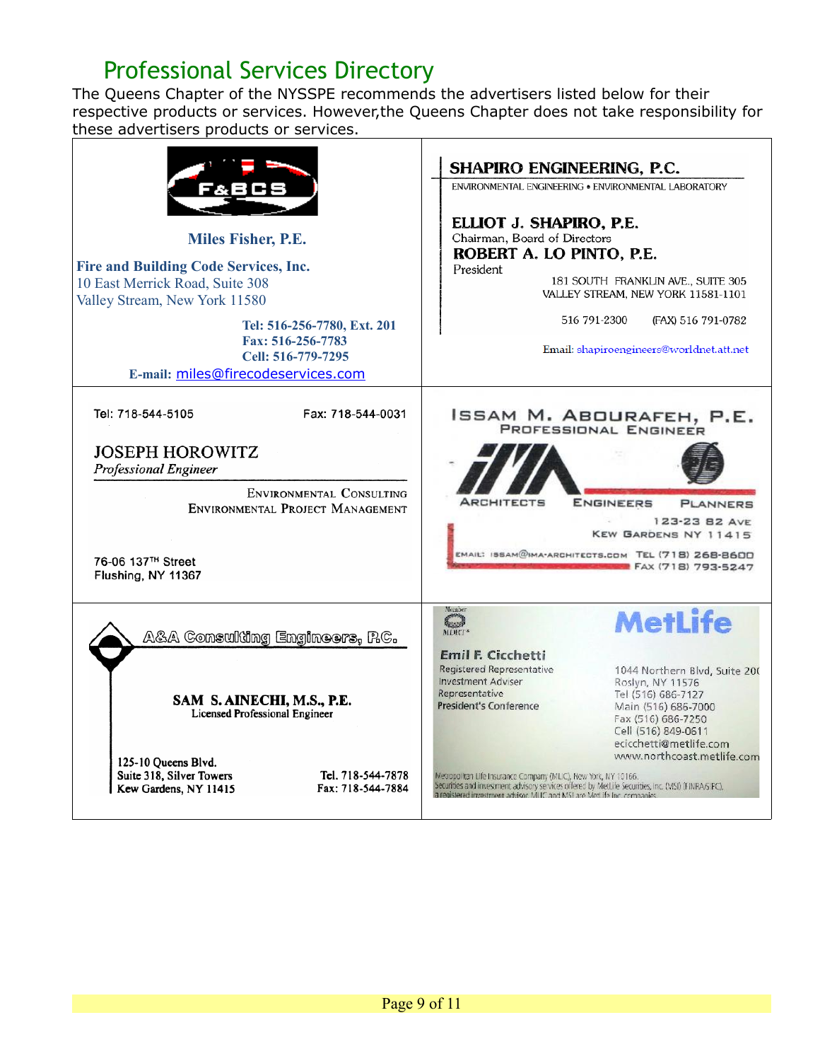# Professional Services Directory

The Queens Chapter of the NYSSPE recommends the advertisers listed below for their respective products or services. However,the Queens Chapter does not take responsibility for these advertisers products or services.

---

F&BCS

**Miles Fisher, P.E.**

**Fire and Building Code Services, Inc.**
10 East Merrick Road, Suite 308
Valley Stream, New York 11580

**Tel: 516-256-7780, Ext. 201**
**Fax: 516-256-7783**
**Cell: 516-779-7295**
**E-mail:** miles@firecodeservices.com

---

**SHAPIRO ENGINEERING, P.C.**
ENVIRONMENTAL ENGINEERING • ENVIRONMENTAL LABORATORY

**ELLIOT J. SHAPIRO, P.E.**
Chairman, Board of Directors

**ROBERT A. LO PINTO, P.E.**
President

181 SOUTH FRANKLIN AVE., SUITE 305
VALLEY STREAM, NEW YORK 11581-1101

516 791-2300 (FAX) 516 791-0782

Email: shapiroengineers@worldnet.att.net

---

Tel: 718-544-5105 Fax: 718-544-0031

JOSEPH HOROWITZ
*Professional Engineer*

ENVIRONMENTAL CONSULTING
ENVIRONMENTAL PROJECT MANAGEMENT

76-06 137TH Street
Flushing, NY 11367

---

ISSAM M. ABOURAFEH, P.E.
PROFESSIONAL ENGINEER

IMA

ARCHITECTS ENGINEERS PLANNERS

123-23 82 AVE
KEW GARDENS NY 11415

EMAIL: ISSAM@IMA-ARCHITECTS.COM TEL (718) 268-8600
FAX (718) 793-5247

---

A&A Consulting Engineers, P.C.

**SAM S. AINECHI, M.S., P.E.**
Licensed Professional Engineer

125-10 Queens Blvd.
Suite 318, Silver Towers
Kew Gardens, NY 11415

Tel. 718-544-7878
Fax: 718-544-7884

---

Member MDRT®

MetLife

**Emil F. Cicchetti**
Registered Representative
Investment Adviser
Representative
President's Conference

1044 Northern Blvd, Suite 20(
Roslyn, NY 11576
Tel (516) 686-7127
Main (516) 686-7000
Fax (516) 686-7250
Cell (516) 849-0611
ecicchetti@metlife.com
www.northcoast.metlife.com

Metropolitan Life Insurance Company (MLIC), New York, NY 10166.
Securities and investment advisory services offered by MetLife Securities, Inc. (MSI) (FINRA/SIPC),
a registered investment advisor. MLIC and MSI are MetLife Inc. companies.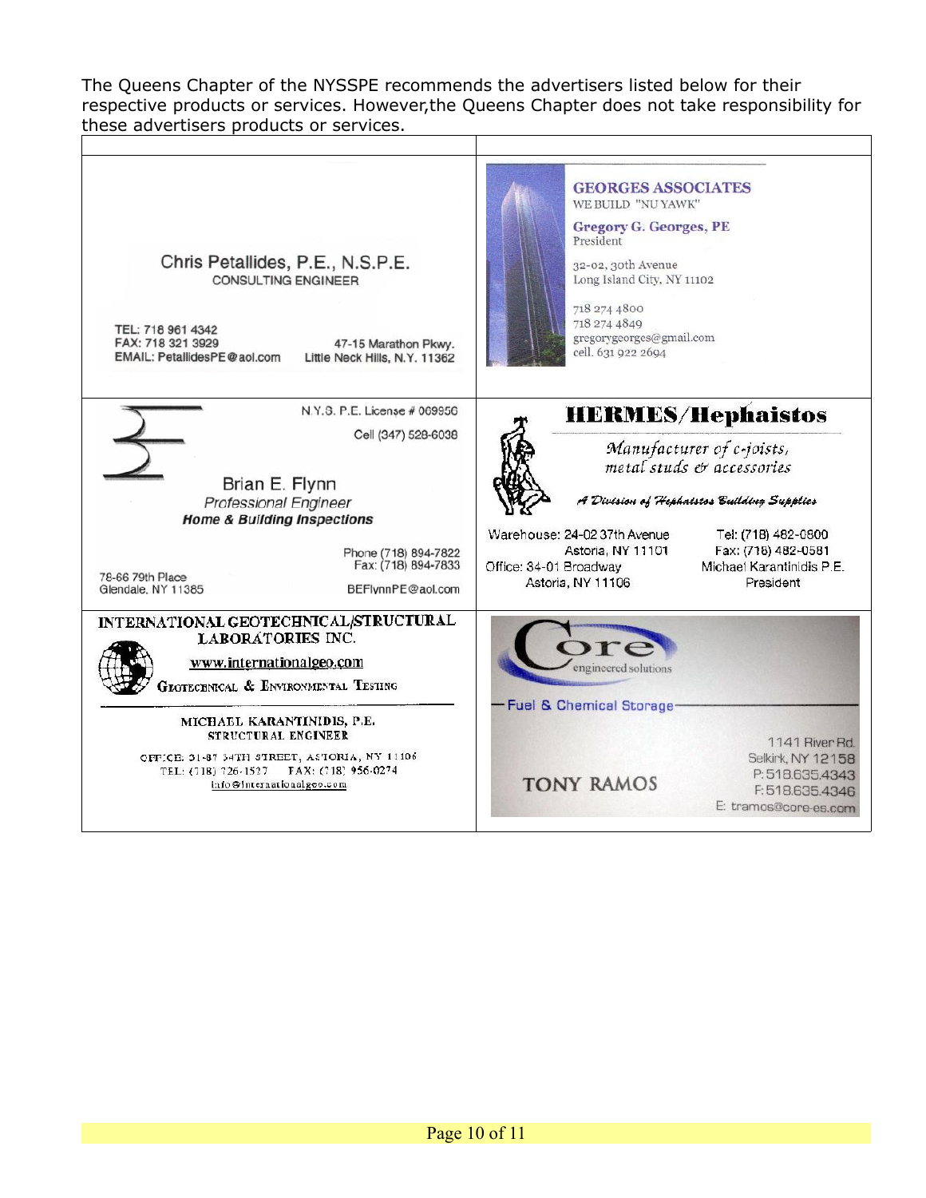The Queens Chapter of the NYSSPE recommends the advertisers listed below for their respective products or services. However,the Queens Chapter does not take responsibility for these advertisers products or services.

| | |
|---|---|
| Chris Petallides, P.E., N.S.P.E.<br>CONSULTING ENGINEER<br>TEL: 718 961 4342<br>FAX: 718 321 3929<br>EMAIL: PetallidesPE@aol.com<br>47-15 Marathon Pkwy.<br>Little Neck Hills, N.Y. 11362 | **GEORGES ASSOCIATES**<br>WE BUILD "NU YAWK"<br>**Gregory G. Georges, PE**<br>President<br>32-02, 30th Avenue<br>Long Island City, NY 11102<br>718 274 4800<br>718 274 4849<br>gregorygeorges@gmail.com<br>cell. 631 922 2694 |
| N.Y.S. P.E. License # 069950<br>Cell (347) 528-6038<br>Brian E. Flynn<br>*Professional Engineer*<br>***Home & Building Inspections***<br>Phone (718) 894-7822<br>Fax: (718) 894-7833<br>78-66 79th Place<br>Glendale, NY 11385<br>BEFlynnPE@aol.com | **HERMES/Hephaistos**<br>*Manufacturer of c-joists, metal studs & accessories*<br>*A Division of Hephaistos Building Supplies*<br>Warehouse: 24-02 37th Avenue<br>Astoria, NY 11101<br>Office: 34-01 Broadway<br>Astoria, NY 11106<br>Tel: (718) 482-0800<br>Fax: (718) 482-0581<br>Michael Karantinidis P.E.<br>President |
| **INTERNATIONAL GEOTECHNICAL/STRUCTURAL LABORATORIES INC.**<br>www.internationalgeo.com<br>GEOTECHNICAL & ENVIRONMENTAL TESTING<br>MICHAEL KARANTINIDIS, P.E.<br>STRUCTURAL ENGINEER<br>OFFICE: 31-87 34TH STREET, ASTORIA, NY 11106<br>TEL: (718) 726-1527 FAX: (718) 956-0274<br>info@internationalgeo.com | Core<br>engineered solutions<br>Fuel & Chemical Storage<br>TONY RAMOS<br>1141 River Rd.<br>Selkirk, NY 12158<br>P: 518.635.4343<br>F: 518.635.4346<br>E: tramos@core-es.com |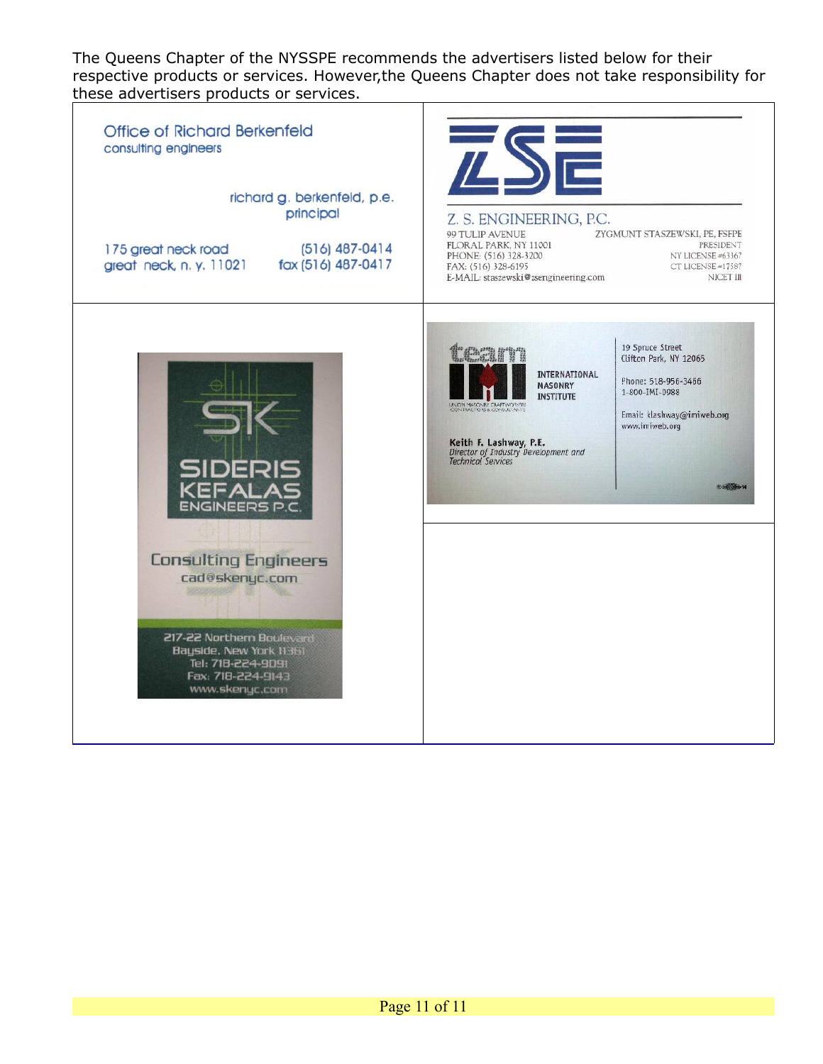The Queens Chapter of the NYSSPE recommends the advertisers listed below for their respective products or services. However,the Queens Chapter does not take responsibility for these advertisers products or services.

| | |
|---|---|
| Office of Richard Berkenfeld<br>consulting engineers<br><br>richard g. berkenfeld, p.e.<br>principal<br><br>175 great neck road<br>great neck, n. y. 11021<br>(516) 487-0414<br>fax (516) 487-0417 | ZSE<br><br>Z. S. ENGINEERING, P.C.<br>99 TULIP AVENUE<br>FLORAL PARK, NY 11001<br>PHONE: (516) 328-3200<br>FAX: (516) 328-6195<br>E-MAIL: staszewski@zsengineering.com<br><br>ZYGMUNT STASZEWSKI, PE, FSFPE<br>PRESIDENT<br>NY LICENSE #63367<br>CT LICENSE #17587<br>NICET III |
| SK<br>SIDERIS KEFALAS ENGINEERS P.C.<br><br>Consulting Engineers<br>cad@skenyc.com<br><br>217-22 Northern Boulevard<br>Bayside, New York 11361<br>Tel: 718-224-9091<br>Fax: 718-224-9143<br>www.skenyc.com | team IMI<br>INTERNATIONAL MASONRY INSTITUTE<br>UNION MASONRY CRAFTWORKERS CONTRACTORS & CONSULTANTS<br><br>Keith F. Lashway, P.E.<br>Director of Industry Development and Technical Services<br><br>19 Spruce Street<br>Clifton Park, NY 12065<br><br>Phone: 518-956-3466<br>1-800-IMI-0988<br><br>Email: klashway@imiweb.org<br>www.imiweb.org |